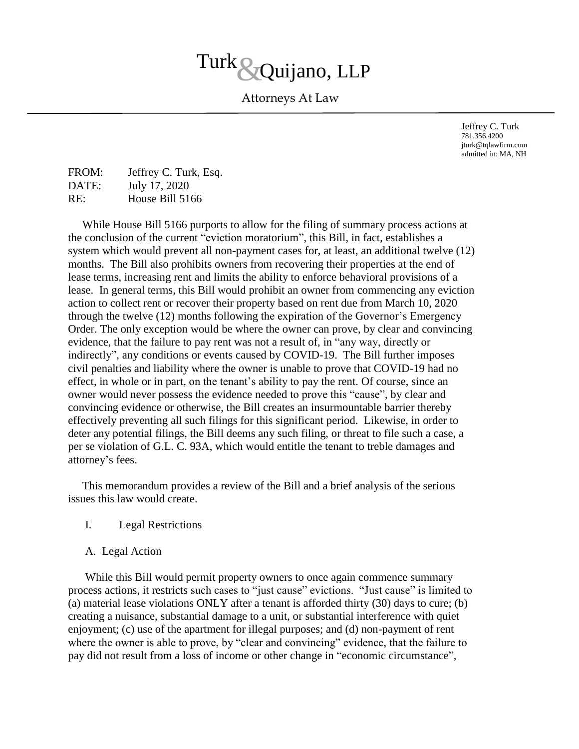# Turk & Quijano, LLP

Attorneys At Law

Jeffrey C. Turk
781.356.4200
jturk@tqlawfirm.com
admitted in: MA, NH

FROM: Jeffrey C. Turk, Esq.
DATE: July 17, 2020
RE: House Bill 5166

While House Bill 5166 purports to allow for the filing of summary process actions at the conclusion of the current "eviction moratorium", this Bill, in fact, establishes a system which would prevent all non-payment cases for, at least, an additional twelve (12) months. The Bill also prohibits owners from recovering their properties at the end of lease terms, increasing rent and limits the ability to enforce behavioral provisions of a lease. In general terms, this Bill would prohibit an owner from commencing any eviction action to collect rent or recover their property based on rent due from March 10, 2020 through the twelve (12) months following the expiration of the Governor's Emergency Order. The only exception would be where the owner can prove, by clear and convincing evidence, that the failure to pay rent was not a result of, in "any way, directly or indirectly", any conditions or events caused by COVID-19. The Bill further imposes civil penalties and liability where the owner is unable to prove that COVID-19 had no effect, in whole or in part, on the tenant's ability to pay the rent. Of course, since an owner would never possess the evidence needed to prove this "cause", by clear and convincing evidence or otherwise, the Bill creates an insurmountable barrier thereby effectively preventing all such filings for this significant period. Likewise, in order to deter any potential filings, the Bill deems any such filing, or threat to file such a case, a per se violation of G.L. C. 93A, which would entitle the tenant to treble damages and attorney's fees.

This memorandum provides a review of the Bill and a brief analysis of the serious issues this law would create.

## I. Legal Restrictions

### A. Legal Action

While this Bill would permit property owners to once again commence summary process actions, it restricts such cases to "just cause" evictions. "Just cause" is limited to (a) material lease violations ONLY after a tenant is afforded thirty (30) days to cure; (b) creating a nuisance, substantial damage to a unit, or substantial interference with quiet enjoyment; (c) use of the apartment for illegal purposes; and (d) non-payment of rent where the owner is able to prove, by "clear and convincing" evidence, that the failure to pay did not result from a loss of income or other change in "economic circumstance",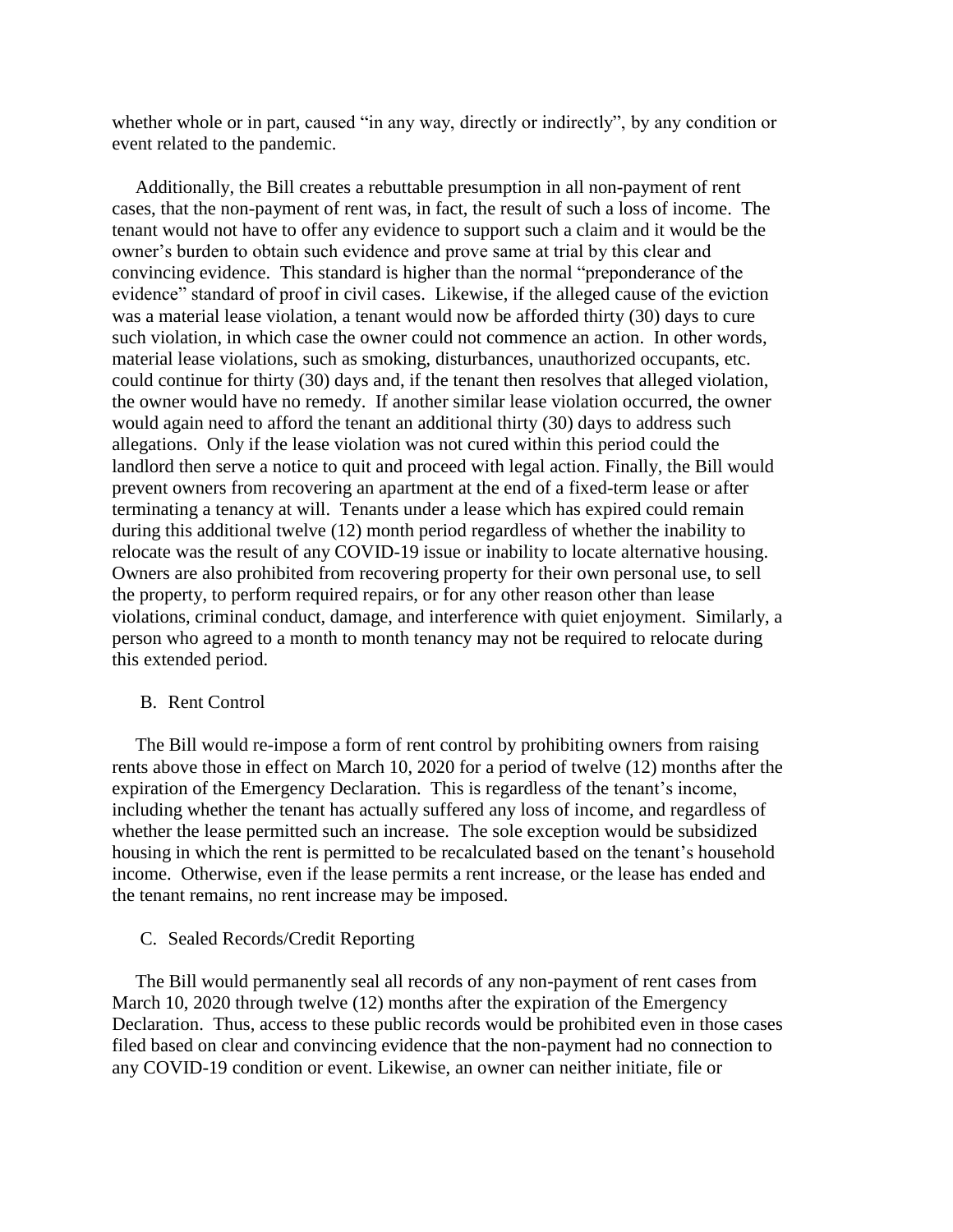whether whole or in part, caused "in any way, directly or indirectly", by any condition or event related to the pandemic.

Additionally, the Bill creates a rebuttable presumption in all non-payment of rent cases, that the non-payment of rent was, in fact, the result of such a loss of income. The tenant would not have to offer any evidence to support such a claim and it would be the owner's burden to obtain such evidence and prove same at trial by this clear and convincing evidence. This standard is higher than the normal "preponderance of the evidence" standard of proof in civil cases. Likewise, if the alleged cause of the eviction was a material lease violation, a tenant would now be afforded thirty (30) days to cure such violation, in which case the owner could not commence an action. In other words, material lease violations, such as smoking, disturbances, unauthorized occupants, etc. could continue for thirty (30) days and, if the tenant then resolves that alleged violation, the owner would have no remedy. If another similar lease violation occurred, the owner would again need to afford the tenant an additional thirty (30) days to address such allegations. Only if the lease violation was not cured within this period could the landlord then serve a notice to quit and proceed with legal action. Finally, the Bill would prevent owners from recovering an apartment at the end of a fixed-term lease or after terminating a tenancy at will. Tenants under a lease which has expired could remain during this additional twelve (12) month period regardless of whether the inability to relocate was the result of any COVID-19 issue or inability to locate alternative housing. Owners are also prohibited from recovering property for their own personal use, to sell the property, to perform required repairs, or for any other reason other than lease violations, criminal conduct, damage, and interference with quiet enjoyment. Similarly, a person who agreed to a month to month tenancy may not be required to relocate during this extended period.

### B. Rent Control

The Bill would re-impose a form of rent control by prohibiting owners from raising rents above those in effect on March 10, 2020 for a period of twelve (12) months after the expiration of the Emergency Declaration. This is regardless of the tenant's income, including whether the tenant has actually suffered any loss of income, and regardless of whether the lease permitted such an increase. The sole exception would be subsidized housing in which the rent is permitted to be recalculated based on the tenant's household income. Otherwise, even if the lease permits a rent increase, or the lease has ended and the tenant remains, no rent increase may be imposed.

### C. Sealed Records/Credit Reporting

The Bill would permanently seal all records of any non-payment of rent cases from March 10, 2020 through twelve (12) months after the expiration of the Emergency Declaration. Thus, access to these public records would be prohibited even in those cases filed based on clear and convincing evidence that the non-payment had no connection to any COVID-19 condition or event. Likewise, an owner can neither initiate, file or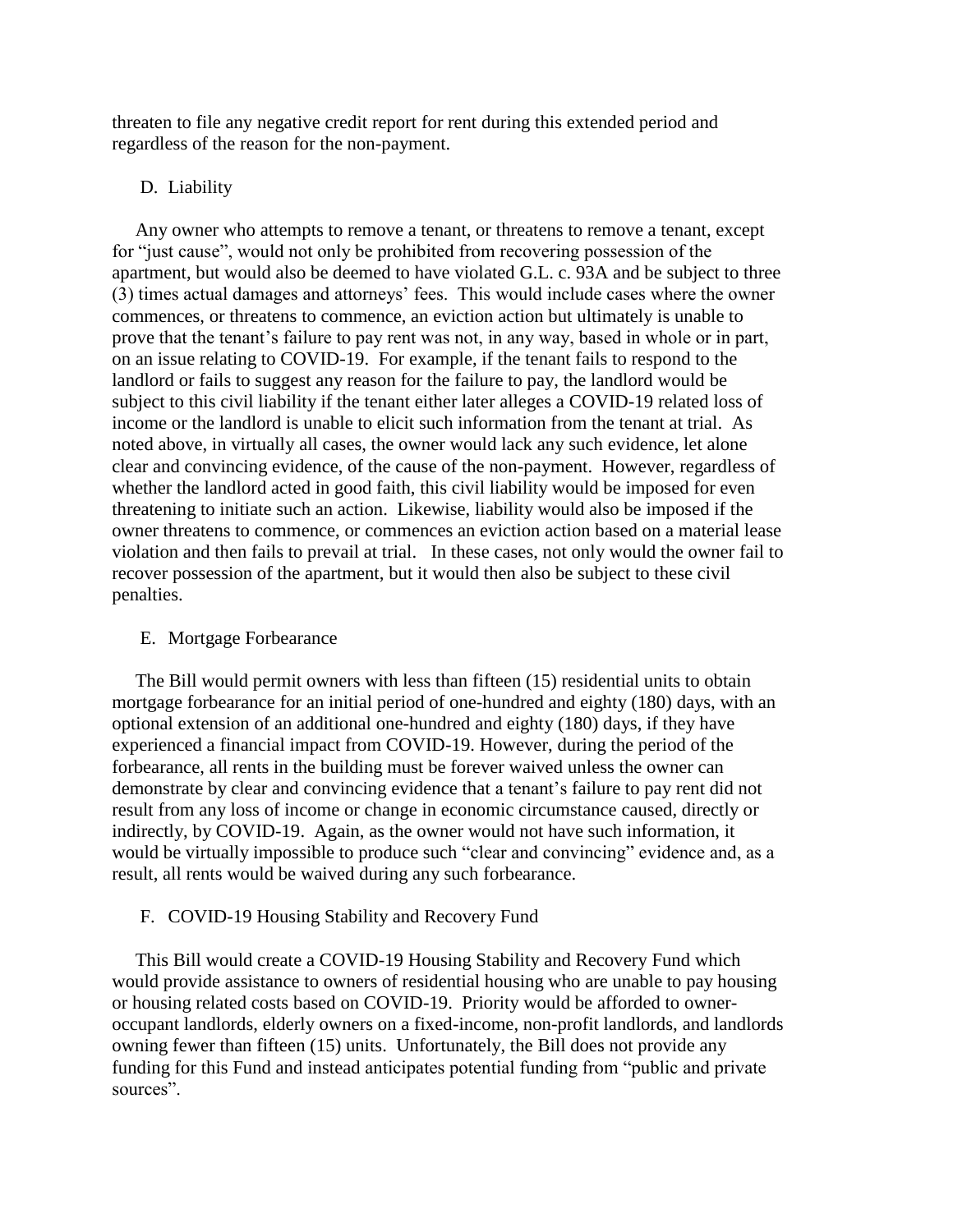threaten to file any negative credit report for rent during this extended period and regardless of the reason for the non-payment.

### D. Liability

Any owner who attempts to remove a tenant, or threatens to remove a tenant, except for "just cause", would not only be prohibited from recovering possession of the apartment, but would also be deemed to have violated G.L. c. 93A and be subject to three (3) times actual damages and attorneys' fees. This would include cases where the owner commences, or threatens to commence, an eviction action but ultimately is unable to prove that the tenant's failure to pay rent was not, in any way, based in whole or in part, on an issue relating to COVID-19. For example, if the tenant fails to respond to the landlord or fails to suggest any reason for the failure to pay, the landlord would be subject to this civil liability if the tenant either later alleges a COVID-19 related loss of income or the landlord is unable to elicit such information from the tenant at trial. As noted above, in virtually all cases, the owner would lack any such evidence, let alone clear and convincing evidence, of the cause of the non-payment. However, regardless of whether the landlord acted in good faith, this civil liability would be imposed for even threatening to initiate such an action. Likewise, liability would also be imposed if the owner threatens to commence, or commences an eviction action based on a material lease violation and then fails to prevail at trial. In these cases, not only would the owner fail to recover possession of the apartment, but it would then also be subject to these civil penalties.

### E. Mortgage Forbearance

The Bill would permit owners with less than fifteen (15) residential units to obtain mortgage forbearance for an initial period of one-hundred and eighty (180) days, with an optional extension of an additional one-hundred and eighty (180) days, if they have experienced a financial impact from COVID-19. However, during the period of the forbearance, all rents in the building must be forever waived unless the owner can demonstrate by clear and convincing evidence that a tenant's failure to pay rent did not result from any loss of income or change in economic circumstance caused, directly or indirectly, by COVID-19. Again, as the owner would not have such information, it would be virtually impossible to produce such "clear and convincing" evidence and, as a result, all rents would be waived during any such forbearance.

### F. COVID-19 Housing Stability and Recovery Fund

This Bill would create a COVID-19 Housing Stability and Recovery Fund which would provide assistance to owners of residential housing who are unable to pay housing or housing related costs based on COVID-19. Priority would be afforded to owner-occupant landlords, elderly owners on a fixed-income, non-profit landlords, and landlords owning fewer than fifteen (15) units. Unfortunately, the Bill does not provide any funding for this Fund and instead anticipates potential funding from "public and private sources".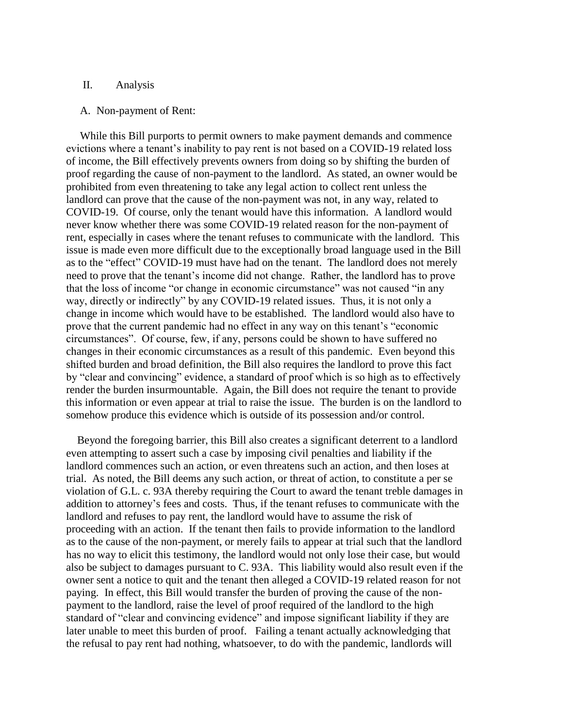## II. Analysis

### A. Non-payment of Rent:

While this Bill purports to permit owners to make payment demands and commence evictions where a tenant's inability to pay rent is not based on a COVID-19 related loss of income, the Bill effectively prevents owners from doing so by shifting the burden of proof regarding the cause of non-payment to the landlord. As stated, an owner would be prohibited from even threatening to take any legal action to collect rent unless the landlord can prove that the cause of the non-payment was not, in any way, related to COVID-19. Of course, only the tenant would have this information. A landlord would never know whether there was some COVID-19 related reason for the non-payment of rent, especially in cases where the tenant refuses to communicate with the landlord. This issue is made even more difficult due to the exceptionally broad language used in the Bill as to the "effect" COVID-19 must have had on the tenant. The landlord does not merely need to prove that the tenant's income did not change. Rather, the landlord has to prove that the loss of income "or change in economic circumstance" was not caused "in any way, directly or indirectly" by any COVID-19 related issues. Thus, it is not only a change in income which would have to be established. The landlord would also have to prove that the current pandemic had no effect in any way on this tenant's "economic circumstances". Of course, few, if any, persons could be shown to have suffered no changes in their economic circumstances as a result of this pandemic. Even beyond this shifted burden and broad definition, the Bill also requires the landlord to prove this fact by "clear and convincing" evidence, a standard of proof which is so high as to effectively render the burden insurmountable. Again, the Bill does not require the tenant to provide this information or even appear at trial to raise the issue. The burden is on the landlord to somehow produce this evidence which is outside of its possession and/or control.

Beyond the foregoing barrier, this Bill also creates a significant deterrent to a landlord even attempting to assert such a case by imposing civil penalties and liability if the landlord commences such an action, or even threatens such an action, and then loses at trial. As noted, the Bill deems any such action, or threat of action, to constitute a per se violation of G.L. c. 93A thereby requiring the Court to award the tenant treble damages in addition to attorney's fees and costs. Thus, if the tenant refuses to communicate with the landlord and refuses to pay rent, the landlord would have to assume the risk of proceeding with an action. If the tenant then fails to provide information to the landlord as to the cause of the non-payment, or merely fails to appear at trial such that the landlord has no way to elicit this testimony, the landlord would not only lose their case, but would also be subject to damages pursuant to C. 93A. This liability would also result even if the owner sent a notice to quit and the tenant then alleged a COVID-19 related reason for not paying. In effect, this Bill would transfer the burden of proving the cause of the non-payment to the landlord, raise the level of proof required of the landlord to the high standard of "clear and convincing evidence" and impose significant liability if they are later unable to meet this burden of proof. Failing a tenant actually acknowledging that the refusal to pay rent had nothing, whatsoever, to do with the pandemic, landlords will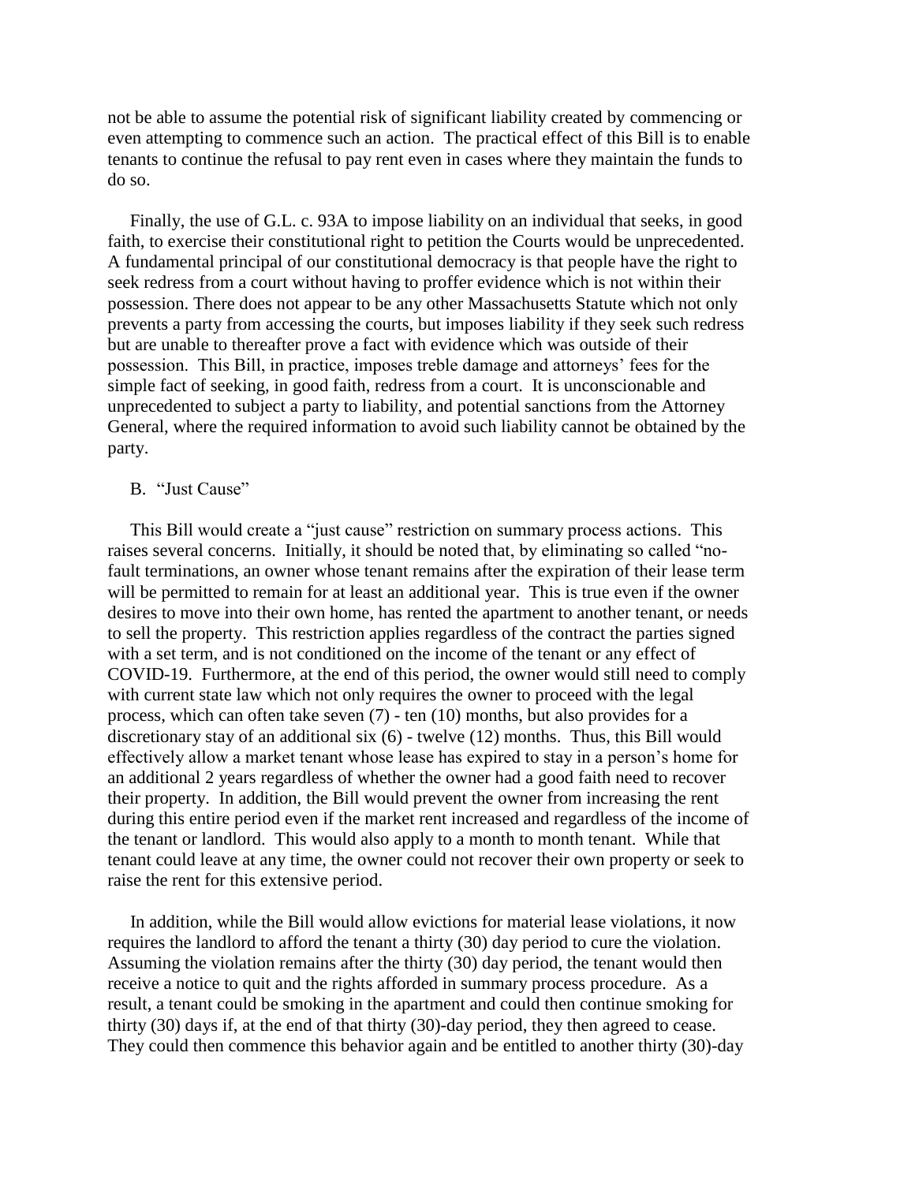not be able to assume the potential risk of significant liability created by commencing or even attempting to commence such an action. The practical effect of this Bill is to enable tenants to continue the refusal to pay rent even in cases where they maintain the funds to do so.

Finally, the use of G.L. c. 93A to impose liability on an individual that seeks, in good faith, to exercise their constitutional right to petition the Courts would be unprecedented. A fundamental principal of our constitutional democracy is that people have the right to seek redress from a court without having to proffer evidence which is not within their possession. There does not appear to be any other Massachusetts Statute which not only prevents a party from accessing the courts, but imposes liability if they seek such redress but are unable to thereafter prove a fact with evidence which was outside of their possession. This Bill, in practice, imposes treble damage and attorneys' fees for the simple fact of seeking, in good faith, redress from a court. It is unconscionable and unprecedented to subject a party to liability, and potential sanctions from the Attorney General, where the required information to avoid such liability cannot be obtained by the party.

B. "Just Cause"

This Bill would create a "just cause" restriction on summary process actions. This raises several concerns. Initially, it should be noted that, by eliminating so called "no-fault terminations, an owner whose tenant remains after the expiration of their lease term will be permitted to remain for at least an additional year. This is true even if the owner desires to move into their own home, has rented the apartment to another tenant, or needs to sell the property. This restriction applies regardless of the contract the parties signed with a set term, and is not conditioned on the income of the tenant or any effect of COVID-19. Furthermore, at the end of this period, the owner would still need to comply with current state law which not only requires the owner to proceed with the legal process, which can often take seven (7) - ten (10) months, but also provides for a discretionary stay of an additional six (6) - twelve (12) months. Thus, this Bill would effectively allow a market tenant whose lease has expired to stay in a person's home for an additional 2 years regardless of whether the owner had a good faith need to recover their property. In addition, the Bill would prevent the owner from increasing the rent during this entire period even if the market rent increased and regardless of the income of the tenant or landlord. This would also apply to a month to month tenant. While that tenant could leave at any time, the owner could not recover their own property or seek to raise the rent for this extensive period.

In addition, while the Bill would allow evictions for material lease violations, it now requires the landlord to afford the tenant a thirty (30) day period to cure the violation. Assuming the violation remains after the thirty (30) day period, the tenant would then receive a notice to quit and the rights afforded in summary process procedure. As a result, a tenant could be smoking in the apartment and could then continue smoking for thirty (30) days if, at the end of that thirty (30)-day period, they then agreed to cease. They could then commence this behavior again and be entitled to another thirty (30)-day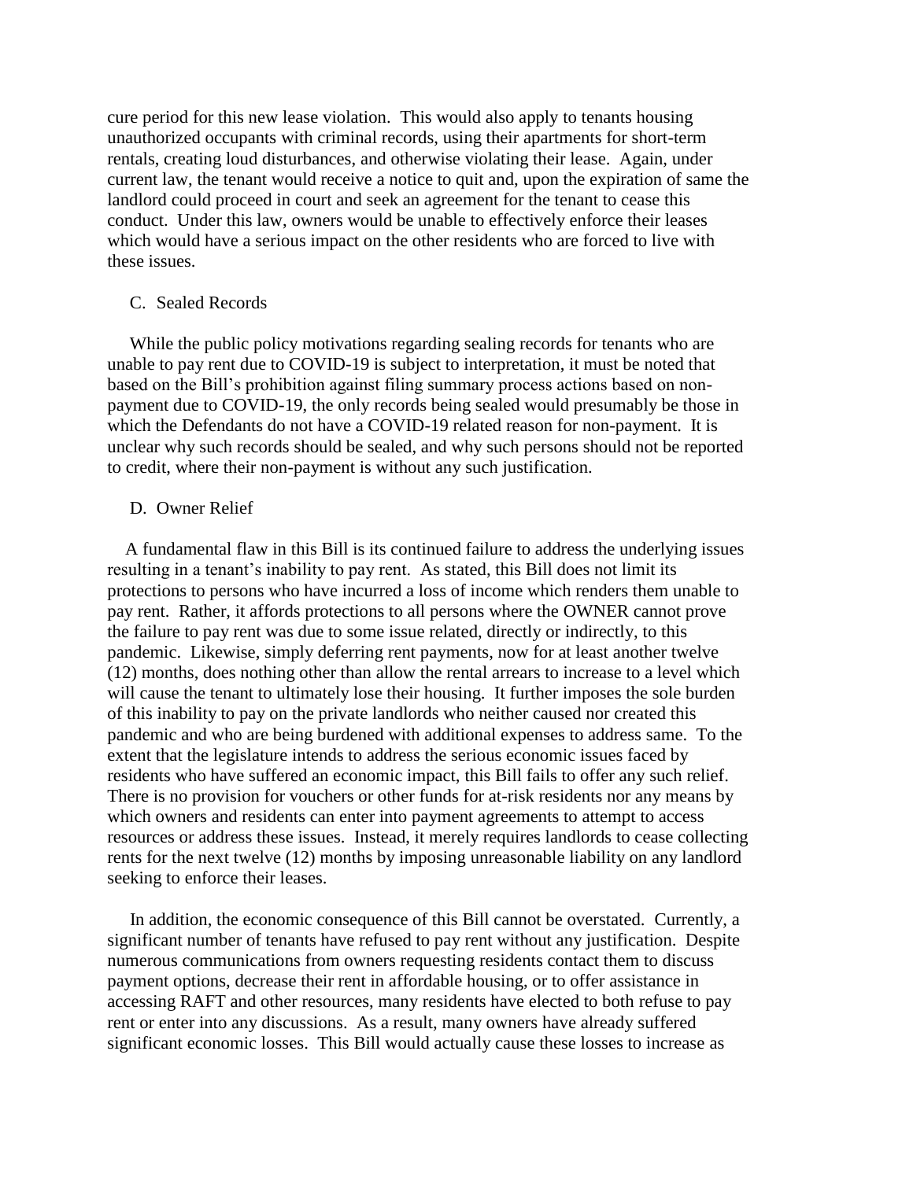cure period for this new lease violation. This would also apply to tenants housing unauthorized occupants with criminal records, using their apartments for short-term rentals, creating loud disturbances, and otherwise violating their lease. Again, under current law, the tenant would receive a notice to quit and, upon the expiration of same the landlord could proceed in court and seek an agreement for the tenant to cease this conduct. Under this law, owners would be unable to effectively enforce their leases which would have a serious impact on the other residents who are forced to live with these issues.

### C. Sealed Records

While the public policy motivations regarding sealing records for tenants who are unable to pay rent due to COVID-19 is subject to interpretation, it must be noted that based on the Bill's prohibition against filing summary process actions based on non-payment due to COVID-19, the only records being sealed would presumably be those in which the Defendants do not have a COVID-19 related reason for non-payment. It is unclear why such records should be sealed, and why such persons should not be reported to credit, where their non-payment is without any such justification.

### D. Owner Relief

A fundamental flaw in this Bill is its continued failure to address the underlying issues resulting in a tenant's inability to pay rent. As stated, this Bill does not limit its protections to persons who have incurred a loss of income which renders them unable to pay rent. Rather, it affords protections to all persons where the OWNER cannot prove the failure to pay rent was due to some issue related, directly or indirectly, to this pandemic. Likewise, simply deferring rent payments, now for at least another twelve (12) months, does nothing other than allow the rental arrears to increase to a level which will cause the tenant to ultimately lose their housing. It further imposes the sole burden of this inability to pay on the private landlords who neither caused nor created this pandemic and who are being burdened with additional expenses to address same. To the extent that the legislature intends to address the serious economic issues faced by residents who have suffered an economic impact, this Bill fails to offer any such relief. There is no provision for vouchers or other funds for at-risk residents nor any means by which owners and residents can enter into payment agreements to attempt to access resources or address these issues. Instead, it merely requires landlords to cease collecting rents for the next twelve (12) months by imposing unreasonable liability on any landlord seeking to enforce their leases.

In addition, the economic consequence of this Bill cannot be overstated. Currently, a significant number of tenants have refused to pay rent without any justification. Despite numerous communications from owners requesting residents contact them to discuss payment options, decrease their rent in affordable housing, or to offer assistance in accessing RAFT and other resources, many residents have elected to both refuse to pay rent or enter into any discussions. As a result, many owners have already suffered significant economic losses. This Bill would actually cause these losses to increase as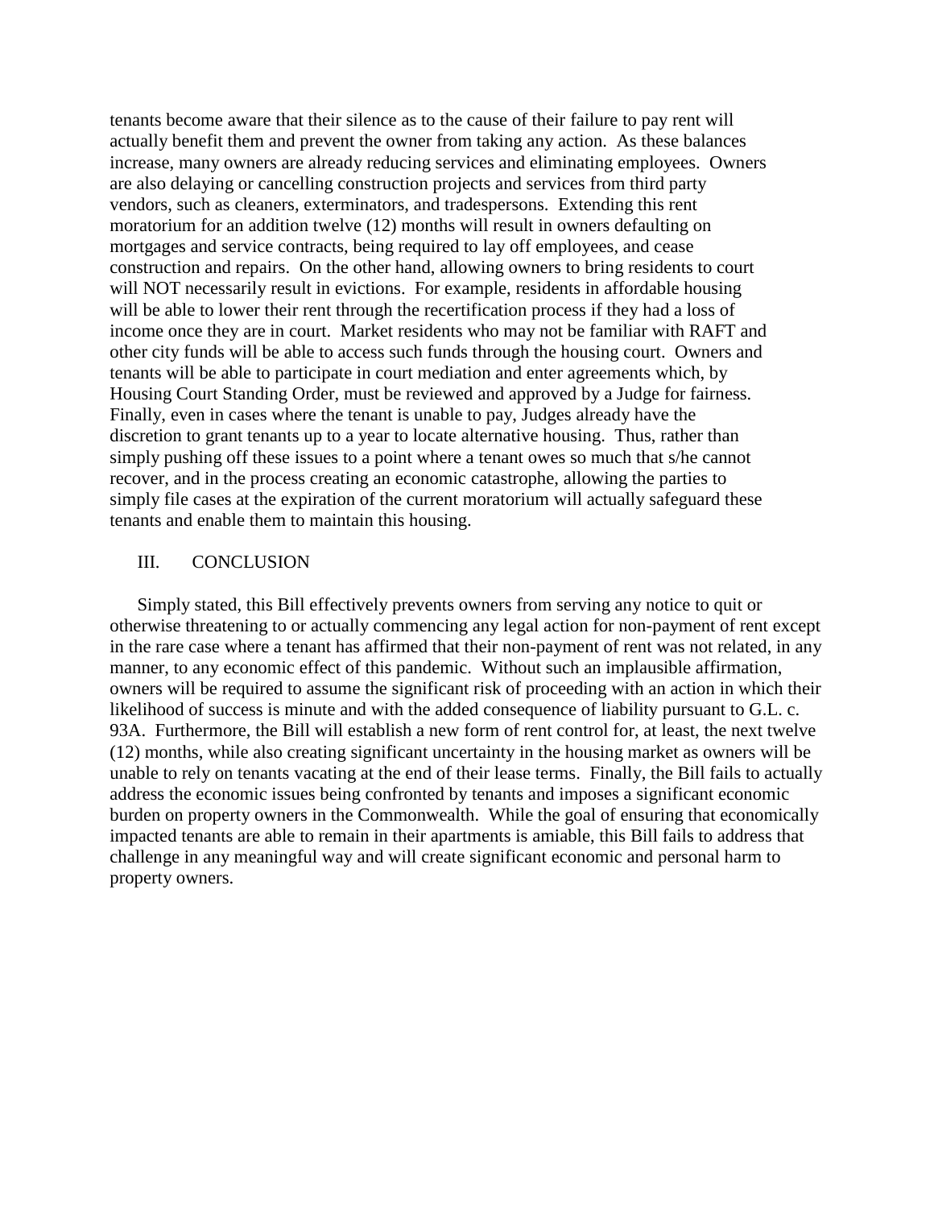tenants become aware that their silence as to the cause of their failure to pay rent will actually benefit them and prevent the owner from taking any action. As these balances increase, many owners are already reducing services and eliminating employees. Owners are also delaying or cancelling construction projects and services from third party vendors, such as cleaners, exterminators, and tradespersons. Extending this rent moratorium for an addition twelve (12) months will result in owners defaulting on mortgages and service contracts, being required to lay off employees, and cease construction and repairs. On the other hand, allowing owners to bring residents to court will NOT necessarily result in evictions. For example, residents in affordable housing will be able to lower their rent through the recertification process if they had a loss of income once they are in court. Market residents who may not be familiar with RAFT and other city funds will be able to access such funds through the housing court. Owners and tenants will be able to participate in court mediation and enter agreements which, by Housing Court Standing Order, must be reviewed and approved by a Judge for fairness. Finally, even in cases where the tenant is unable to pay, Judges already have the discretion to grant tenants up to a year to locate alternative housing. Thus, rather than simply pushing off these issues to a point where a tenant owes so much that s/he cannot recover, and in the process creating an economic catastrophe, allowing the parties to simply file cases at the expiration of the current moratorium will actually safeguard these tenants and enable them to maintain this housing.

## III. CONCLUSION

Simply stated, this Bill effectively prevents owners from serving any notice to quit or otherwise threatening to or actually commencing any legal action for non-payment of rent except in the rare case where a tenant has affirmed that their non-payment of rent was not related, in any manner, to any economic effect of this pandemic. Without such an implausible affirmation, owners will be required to assume the significant risk of proceeding with an action in which their likelihood of success is minute and with the added consequence of liability pursuant to G.L. c. 93A. Furthermore, the Bill will establish a new form of rent control for, at least, the next twelve (12) months, while also creating significant uncertainty in the housing market as owners will be unable to rely on tenants vacating at the end of their lease terms. Finally, the Bill fails to actually address the economic issues being confronted by tenants and imposes a significant economic burden on property owners in the Commonwealth. While the goal of ensuring that economically impacted tenants are able to remain in their apartments is amiable, this Bill fails to address that challenge in any meaningful way and will create significant economic and personal harm to property owners.